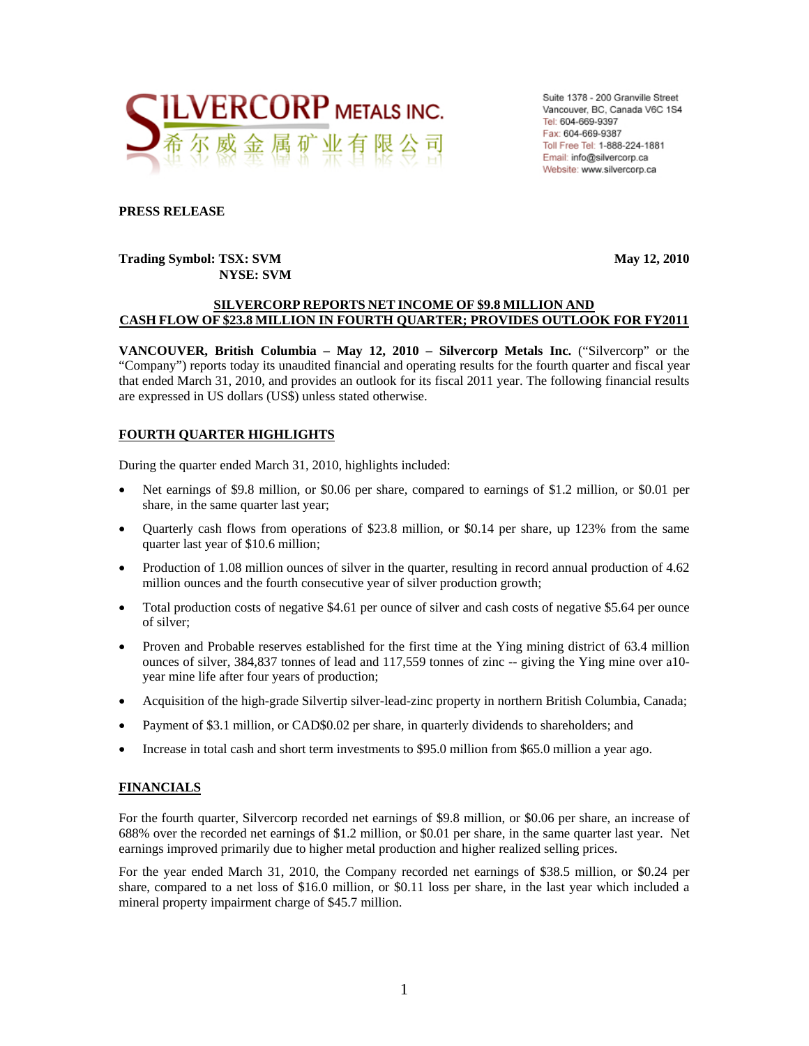SILVERCORP METALS INC.
希尔威金属矿业有限公司

Suite 1378 - 200 Granville Street
Vancouver, BC, Canada V6C 1S4
Tel: 604-669-9397
Fax: 604-669-9387
Toll Free Tel: 1-888-224-1881
Email: info@silvercorp.ca
Website: www.silvercorp.ca

**PRESS RELEASE**

**Trading Symbol: TSX: SVM**
**NYSE: SVM**

**May 12, 2010**

## SILVERCORP REPORTS NET INCOME OF $9.8 MILLION AND CASH FLOW OF $23.8 MILLION IN FOURTH QUARTER; PROVIDES OUTLOOK FOR FY2011

**VANCOUVER, British Columbia – May 12, 2010 – Silvercorp Metals Inc.** ("Silvercorp" or the "Company") reports today its unaudited financial and operating results for the fourth quarter and fiscal year that ended March 31, 2010, and provides an outlook for its fiscal 2011 year. The following financial results are expressed in US dollars (US$) unless stated otherwise.

## FOURTH QUARTER HIGHLIGHTS

During the quarter ended March 31, 2010, highlights included:

- Net earnings of $9.8 million, or $0.06 per share, compared to earnings of $1.2 million, or $0.01 per share, in the same quarter last year;
- Quarterly cash flows from operations of $23.8 million, or $0.14 per share, up 123% from the same quarter last year of $10.6 million;
- Production of 1.08 million ounces of silver in the quarter, resulting in record annual production of 4.62 million ounces and the fourth consecutive year of silver production growth;
- Total production costs of negative $4.61 per ounce of silver and cash costs of negative $5.64 per ounce of silver;
- Proven and Probable reserves established for the first time at the Ying mining district of 63.4 million ounces of silver, 384,837 tonnes of lead and 117,559 tonnes of zinc -- giving the Ying mine over a10-year mine life after four years of production;
- Acquisition of the high-grade Silvertip silver-lead-zinc property in northern British Columbia, Canada;
- Payment of $3.1 million, or CAD$0.02 per share, in quarterly dividends to shareholders; and
- Increase in total cash and short term investments to $95.0 million from $65.0 million a year ago.

## FINANCIALS

For the fourth quarter, Silvercorp recorded net earnings of $9.8 million, or $0.06 per share, an increase of 688% over the recorded net earnings of $1.2 million, or $0.01 per share, in the same quarter last year. Net earnings improved primarily due to higher metal production and higher realized selling prices.

For the year ended March 31, 2010, the Company recorded net earnings of $38.5 million, or $0.24 per share, compared to a net loss of $16.0 million, or $0.11 loss per share, in the last year which included a mineral property impairment charge of $45.7 million.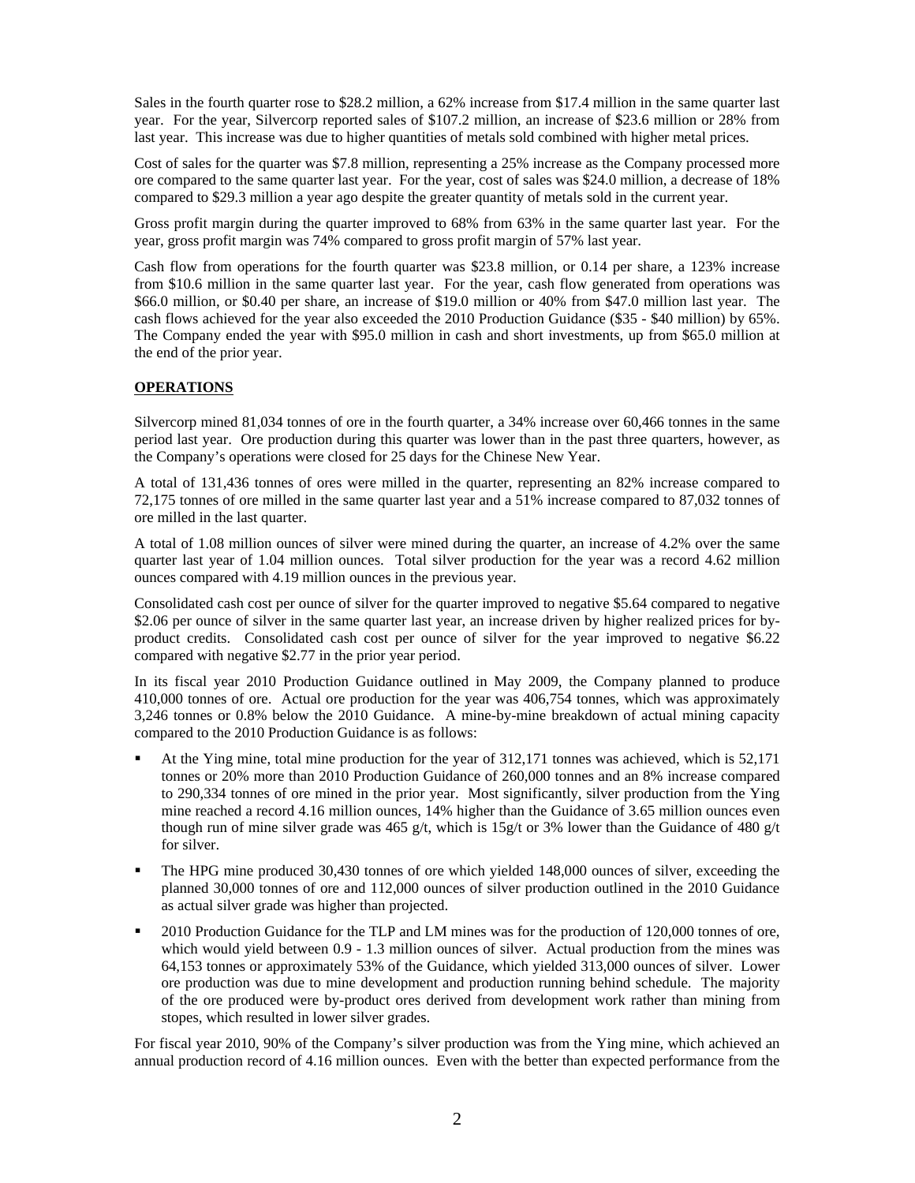Sales in the fourth quarter rose to $28.2 million, a 62% increase from $17.4 million in the same quarter last year. For the year, Silvercorp reported sales of $107.2 million, an increase of $23.6 million or 28% from last year. This increase was due to higher quantities of metals sold combined with higher metal prices.

Cost of sales for the quarter was $7.8 million, representing a 25% increase as the Company processed more ore compared to the same quarter last year. For the year, cost of sales was $24.0 million, a decrease of 18% compared to $29.3 million a year ago despite the greater quantity of metals sold in the current year.

Gross profit margin during the quarter improved to 68% from 63% in the same quarter last year. For the year, gross profit margin was 74% compared to gross profit margin of 57% last year.

Cash flow from operations for the fourth quarter was $23.8 million, or 0.14 per share, a 123% increase from $10.6 million in the same quarter last year. For the year, cash flow generated from operations was $66.0 million, or $0.40 per share, an increase of $19.0 million or 40% from $47.0 million last year. The cash flows achieved for the year also exceeded the 2010 Production Guidance ($35 - $40 million) by 65%. The Company ended the year with $95.0 million in cash and short investments, up from $65.0 million at the end of the prior year.

**OPERATIONS**

Silvercorp mined 81,034 tonnes of ore in the fourth quarter, a 34% increase over 60,466 tonnes in the same period last year. Ore production during this quarter was lower than in the past three quarters, however, as the Company's operations were closed for 25 days for the Chinese New Year.

A total of 131,436 tonnes of ores were milled in the quarter, representing an 82% increase compared to 72,175 tonnes of ore milled in the same quarter last year and a 51% increase compared to 87,032 tonnes of ore milled in the last quarter.

A total of 1.08 million ounces of silver were mined during the quarter, an increase of 4.2% over the same quarter last year of 1.04 million ounces. Total silver production for the year was a record 4.62 million ounces compared with 4.19 million ounces in the previous year.

Consolidated cash cost per ounce of silver for the quarter improved to negative $5.64 compared to negative $2.06 per ounce of silver in the same quarter last year, an increase driven by higher realized prices for by-product credits. Consolidated cash cost per ounce of silver for the year improved to negative $6.22 compared with negative $2.77 in the prior year period.

In its fiscal year 2010 Production Guidance outlined in May 2009, the Company planned to produce 410,000 tonnes of ore. Actual ore production for the year was 406,754 tonnes, which was approximately 3,246 tonnes or 0.8% below the 2010 Guidance. A mine-by-mine breakdown of actual mining capacity compared to the 2010 Production Guidance is as follows:

- At the Ying mine, total mine production for the year of 312,171 tonnes was achieved, which is 52,171 tonnes or 20% more than 2010 Production Guidance of 260,000 tonnes and an 8% increase compared to 290,334 tonnes of ore mined in the prior year. Most significantly, silver production from the Ying mine reached a record 4.16 million ounces, 14% higher than the Guidance of 3.65 million ounces even though run of mine silver grade was 465 g/t, which is 15g/t or 3% lower than the Guidance of 480 g/t for silver.
- The HPG mine produced 30,430 tonnes of ore which yielded 148,000 ounces of silver, exceeding the planned 30,000 tonnes of ore and 112,000 ounces of silver production outlined in the 2010 Guidance as actual silver grade was higher than projected.
- 2010 Production Guidance for the TLP and LM mines was for the production of 120,000 tonnes of ore, which would yield between 0.9 - 1.3 million ounces of silver. Actual production from the mines was 64,153 tonnes or approximately 53% of the Guidance, which yielded 313,000 ounces of silver. Lower ore production was due to mine development and production running behind schedule. The majority of the ore produced were by-product ores derived from development work rather than mining from stopes, which resulted in lower silver grades.

For fiscal year 2010, 90% of the Company's silver production was from the Ying mine, which achieved an annual production record of 4.16 million ounces. Even with the better than expected performance from the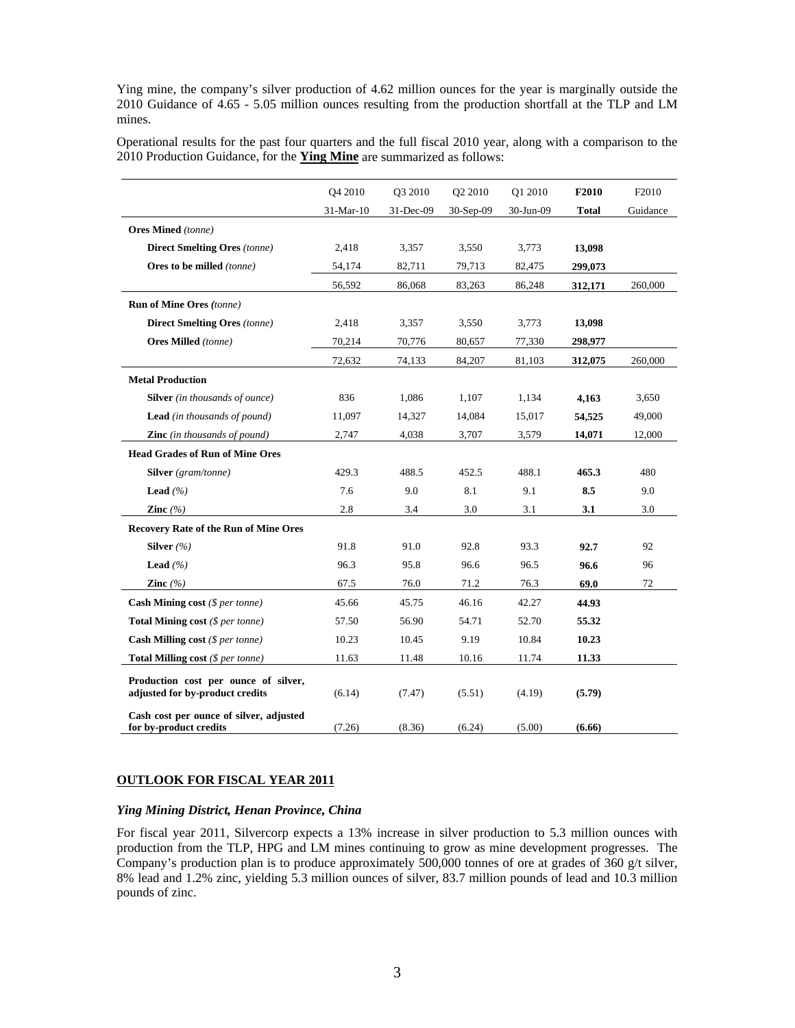Ying mine, the company's silver production of 4.62 million ounces for the year is marginally outside the 2010 Guidance of 4.65 - 5.05 million ounces resulting from the production shortfall at the TLP and LM mines.

Operational results for the past four quarters and the full fiscal 2010 year, along with a comparison to the 2010 Production Guidance, for the **Ying Mine** are summarized as follows:

| | Q4 2010<br>31-Mar-10 | Q3 2010<br>31-Dec-09 | Q2 2010<br>30-Sep-09 | Q1 2010<br>30-Jun-09 | **F2010<br>Total** | F2010<br>Guidance |
|---|---|---|---|---|---|---|
| **Ores Mined** *(tonne)* | | | | | | |
| **Direct Smelting Ores** *(tonne)* | 2,418 | 3,357 | 3,550 | 3,773 | **13,098** | |
| **Ores to be milled** *(tonne)* | 54,174 | 82,711 | 79,713 | 82,475 | **299,073** | |
| | 56,592 | 86,068 | 83,263 | 86,248 | **312,171** | 260,000 |
| **Run of Mine Ores** *(tonne)* | | | | | | |
| **Direct Smelting Ores** *(tonne)* | 2,418 | 3,357 | 3,550 | 3,773 | **13,098** | |
| **Ores Milled** *(tonne)* | 70,214 | 70,776 | 80,657 | 77,330 | **298,977** | |
| | 72,632 | 74,133 | 84,207 | 81,103 | **312,075** | 260,000 |
| **Metal Production** | | | | | | |
| **Silver** *(in thousands of ounce)* | 836 | 1,086 | 1,107 | 1,134 | **4,163** | 3,650 |
| **Lead** *(in thousands of pound)* | 11,097 | 14,327 | 14,084 | 15,017 | **54,525** | 49,000 |
| **Zinc** *(in thousands of pound)* | 2,747 | 4,038 | 3,707 | 3,579 | **14,071** | 12,000 |
| **Head Grades of Run of Mine Ores** | | | | | | |
| **Silver** *(gram/tonne)* | 429.3 | 488.5 | 452.5 | 488.1 | **465.3** | 480 |
| **Lead** *(%)* | 7.6 | 9.0 | 8.1 | 9.1 | **8.5** | 9.0 |
| **Zinc** *(%)* | 2.8 | 3.4 | 3.0 | 3.1 | **3.1** | 3.0 |
| **Recovery Rate of the Run of Mine Ores** | | | | | | |
| **Silver** *(%)* | 91.8 | 91.0 | 92.8 | 93.3 | **92.7** | 92 |
| **Lead** *(%)* | 96.3 | 95.8 | 96.6 | 96.5 | **96.6** | 96 |
| **Zinc** *(%)* | 67.5 | 76.0 | 71.2 | 76.3 | **69.0** | 72 |
| **Cash Mining cost** *($ per tonne)* | 45.66 | 45.75 | 46.16 | 42.27 | **44.93** | |
| **Total Mining cost** *($ per tonne)* | 57.50 | 56.90 | 54.71 | 52.70 | **55.32** | |
| **Cash Milling cost** *($ per tonne)* | 10.23 | 10.45 | 9.19 | 10.84 | **10.23** | |
| **Total Milling cost** *($ per tonne)* | 11.63 | 11.48 | 10.16 | 11.74 | **11.33** | |
| **Production cost per ounce of silver, adjusted for by-product credits** | (6.14) | (7.47) | (5.51) | (4.19) | **(5.79)** | |
| **Cash cost per ounce of silver, adjusted for by-product credits** | (7.26) | (8.36) | (6.24) | (5.00) | **(6.66)** | |

## OUTLOOK FOR FISCAL YEAR 2011

### *Ying Mining District, Henan Province, China*

For fiscal year 2011, Silvercorp expects a 13% increase in silver production to 5.3 million ounces with production from the TLP, HPG and LM mines continuing to grow as mine development progresses. The Company's production plan is to produce approximately 500,000 tonnes of ore at grades of 360 g/t silver, 8% lead and 1.2% zinc, yielding 5.3 million ounces of silver, 83.7 million pounds of lead and 10.3 million pounds of zinc.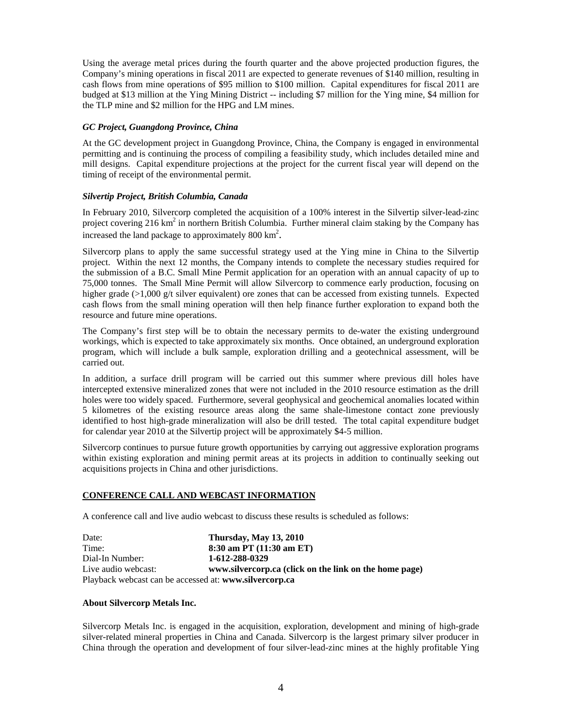Using the average metal prices during the fourth quarter and the above projected production figures, the Company's mining operations in fiscal 2011 are expected to generate revenues of $140 million, resulting in cash flows from mine operations of $95 million to $100 million. Capital expenditures for fiscal 2011 are budgeted at $13 million at the Ying Mining District -- including $7 million for the Ying mine, $4 million for the TLP mine and $2 million for the HPG and LM mines.

### *GC Project, Guangdong Province, China*

At the GC development project in Guangdong Province, China, the Company is engaged in environmental permitting and is continuing the process of compiling a feasibility study, which includes detailed mine and mill designs. Capital expenditure projections at the project for the current fiscal year will depend on the timing of receipt of the environmental permit.

### *Silvertip Project, British Columbia, Canada*

In February 2010, Silvercorp completed the acquisition of a 100% interest in the Silvertip silver-lead-zinc project covering 216 km$^2$ in northern British Columbia. Further mineral claim staking by the Company has increased the land package to approximately 800 km$^2$.

Silvercorp plans to apply the same successful strategy used at the Ying mine in China to the Silvertip project. Within the next 12 months, the Company intends to complete the necessary studies required for the submission of a B.C. Small Mine Permit application for an operation with an annual capacity of up to 75,000 tonnes. The Small Mine Permit will allow Silvercorp to commence early production, focusing on higher grade (>1,000 g/t silver equivalent) ore zones that can be accessed from existing tunnels. Expected cash flows from the small mining operation will then help finance further exploration to expand both the resource and future mine operations.

The Company's first step will be to obtain the necessary permits to de-water the existing underground workings, which is expected to take approximately six months. Once obtained, an underground exploration program, which will include a bulk sample, exploration drilling and a geotechnical assessment, will be carried out.

In addition, a surface drill program will be carried out this summer where previous dill holes have intercepted extensive mineralized zones that were not included in the 2010 resource estimation as the drill holes were too widely spaced. Furthermore, several geophysical and geochemical anomalies located within 5 kilometres of the existing resource areas along the same shale-limestone contact zone previously identified to host high-grade mineralization will also be drill tested. The total capital expenditure budget for calendar year 2010 at the Silvertip project will be approximately $4-5 million.

Silvercorp continues to pursue future growth opportunities by carrying out aggressive exploration programs within existing exploration and mining permit areas at its projects in addition to continually seeking out acquisitions projects in China and other jurisdictions.

## CONFERENCE CALL AND WEBCAST INFORMATION

A conference call and live audio webcast to discuss these results is scheduled as follows:

| | |
|---|---|
| Date: | **Thursday, May 13, 2010** |
| Time: | **8:30 am PT (11:30 am ET)** |
| Dial-In Number: | **1-612-288-0329** |
| Live audio webcast: | **www.silvercorp.ca (click on the link on the home page)** |

Playback webcast can be accessed at: **www.silvercorp.ca**

### About Silvercorp Metals Inc.

Silvercorp Metals Inc. is engaged in the acquisition, exploration, development and mining of high-grade silver-related mineral properties in China and Canada. Silvercorp is the largest primary silver producer in China through the operation and development of four silver-lead-zinc mines at the highly profitable Ying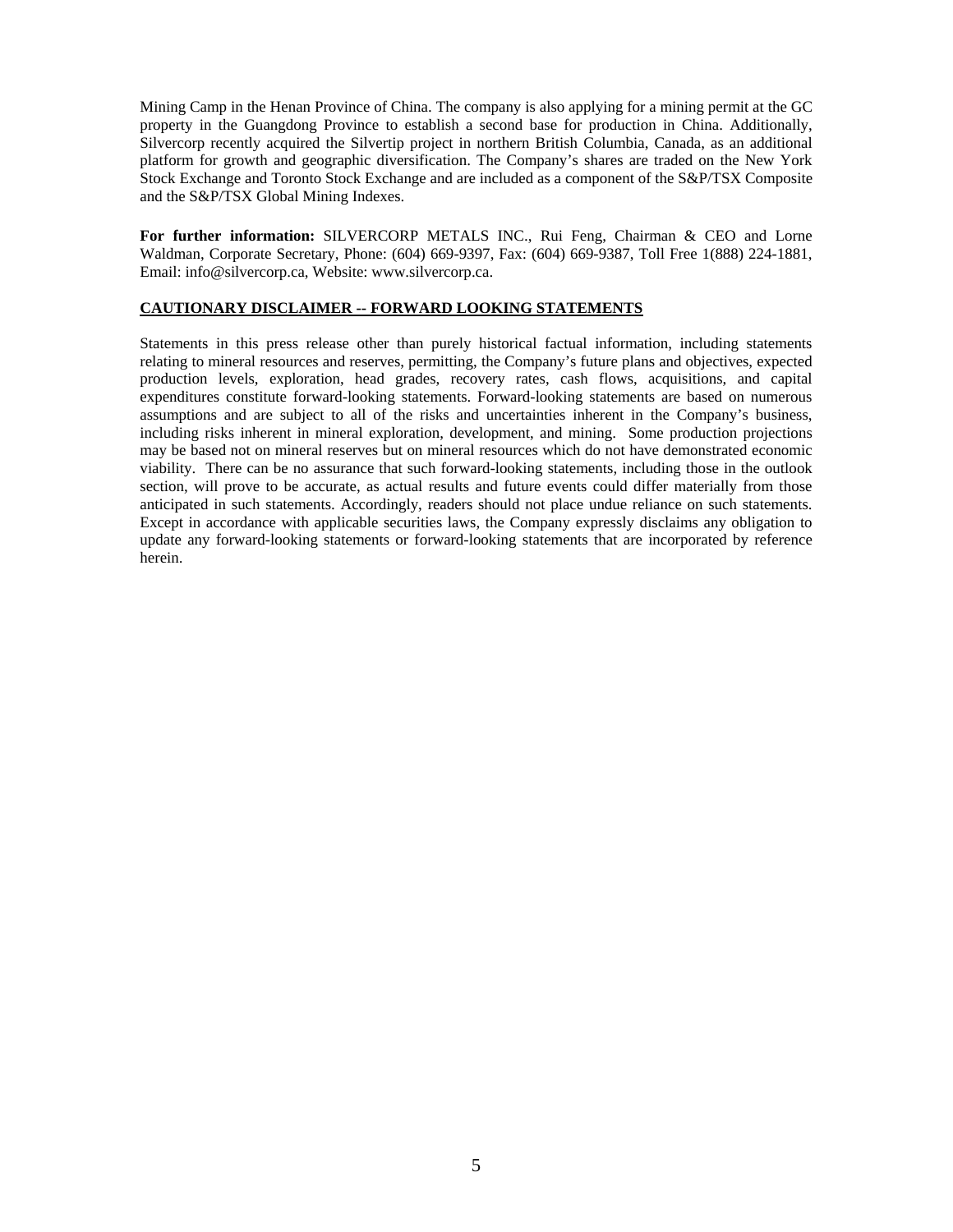Mining Camp in the Henan Province of China. The company is also applying for a mining permit at the GC property in the Guangdong Province to establish a second base for production in China. Additionally, Silvercorp recently acquired the Silvertip project in northern British Columbia, Canada, as an additional platform for growth and geographic diversification. The Company's shares are traded on the New York Stock Exchange and Toronto Stock Exchange and are included as a component of the S&P/TSX Composite and the S&P/TSX Global Mining Indexes.

**For further information:** SILVERCORP METALS INC., Rui Feng, Chairman & CEO and Lorne Waldman, Corporate Secretary, Phone: (604) 669-9397, Fax: (604) 669-9387, Toll Free 1(888) 224-1881, Email: info@silvercorp.ca, Website: www.silvercorp.ca.

**CAUTIONARY DISCLAIMER -- FORWARD LOOKING STATEMENTS**

Statements in this press release other than purely historical factual information, including statements relating to mineral resources and reserves, permitting, the Company's future plans and objectives, expected production levels, exploration, head grades, recovery rates, cash flows, acquisitions, and capital expenditures constitute forward-looking statements. Forward-looking statements are based on numerous assumptions and are subject to all of the risks and uncertainties inherent in the Company's business, including risks inherent in mineral exploration, development, and mining. Some production projections may be based not on mineral reserves but on mineral resources which do not have demonstrated economic viability. There can be no assurance that such forward-looking statements, including those in the outlook section, will prove to be accurate, as actual results and future events could differ materially from those anticipated in such statements. Accordingly, readers should not place undue reliance on such statements. Except in accordance with applicable securities laws, the Company expressly disclaims any obligation to update any forward-looking statements or forward-looking statements that are incorporated by reference herein.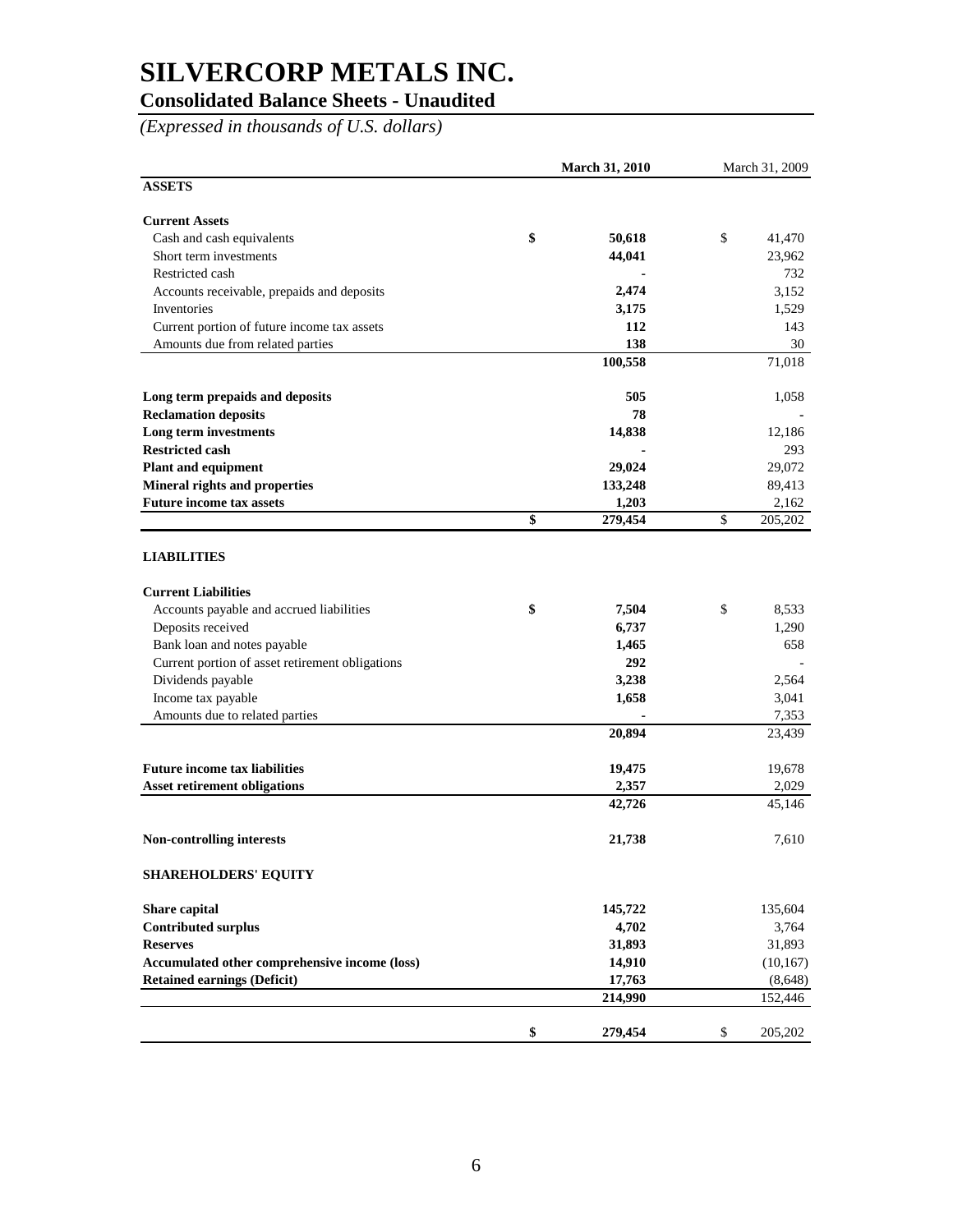# SILVERCORP METALS INC.

## Consolidated Balance Sheets - Unaudited

*(Expressed in thousands of U.S. dollars)*

| | March 31, 2010 | March 31, 2009 |
|---|---|---|
| **ASSETS** | | |
| **Current Assets** | | |
| Cash and cash equivalents | $ 50,618 | $ 41,470 |
| Short term investments | 44,041 | 23,962 |
| Restricted cash | - | 732 |
| Accounts receivable, prepaids and deposits | 2,474 | 3,152 |
| Inventories | 3,175 | 1,529 |
| Current portion of future income tax assets | 112 | 143 |
| Amounts due from related parties | 138 | 30 |
| | 100,558 | 71,018 |
| **Long term prepaids and deposits** | 505 | 1,058 |
| **Reclamation deposits** | 78 | - |
| **Long term investments** | 14,838 | 12,186 |
| **Restricted cash** | - | 293 |
| **Plant and equipment** | 29,024 | 29,072 |
| **Mineral rights and properties** | 133,248 | 89,413 |
| **Future income tax assets** | 1,203 | 2,162 |
| | $ 279,454 | $ 205,202 |
| **LIABILITIES** | | |
| **Current Liabilities** | | |
| Accounts payable and accrued liabilities | $ 7,504 | $ 8,533 |
| Deposits received | 6,737 | 1,290 |
| Bank loan and notes payable | 1,465 | 658 |
| Current portion of asset retirement obligations | 292 | - |
| Dividends payable | 3,238 | 2,564 |
| Income tax payable | 1,658 | 3,041 |
| Amounts due to related parties | - | 7,353 |
| | 20,894 | 23,439 |
| **Future income tax liabilities** | 19,475 | 19,678 |
| **Asset retirement obligations** | 2,357 | 2,029 |
| | 42,726 | 45,146 |
| **Non-controlling interests** | 21,738 | 7,610 |
| **SHAREHOLDERS' EQUITY** | | |
| **Share capital** | 145,722 | 135,604 |
| **Contributed surplus** | 4,702 | 3,764 |
| **Reserves** | 31,893 | 31,893 |
| **Accumulated other comprehensive income (loss)** | 14,910 | (10,167) |
| **Retained earnings (Deficit)** | 17,763 | (8,648) |
| | 214,990 | 152,446 |
| | $ 279,454 | $ 205,202 |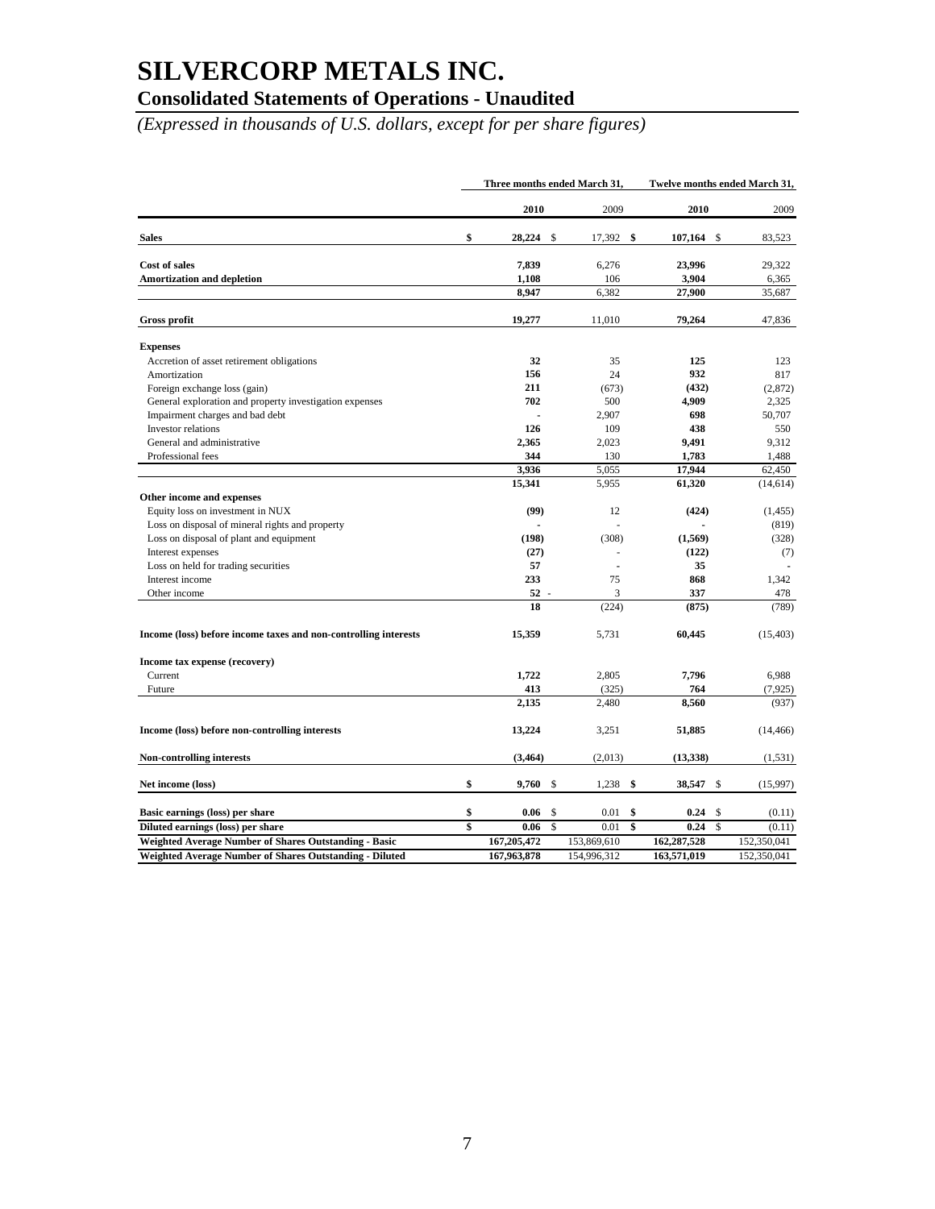# SILVERCORP METALS INC.

## Consolidated Statements of Operations - Unaudited

*(Expressed in thousands of U.S. dollars, except for per share figures)*

| | Three months ended March 31, | | Twelve months ended March 31, | |
|---|---|---|---|---|
| | **2010** | 2009 | **2010** | 2009 |
| **Sales** | **$ 28,224** | $ 17,392 | **$ 107,164** | $ 83,523 |
| **Cost of sales** | **7,839** | 6,276 | **23,996** | 29,322 |
| **Amortization and depletion** | **1,108** | 106 | **3,904** | 6,365 |
| | **8,947** | 6,382 | **27,900** | 35,687 |
| **Gross profit** | **19,277** | 11,010 | **79,264** | 47,836 |
| **Expenses** | | | | |
| Accretion of asset retirement obligations | **32** | 35 | **125** | 123 |
| Amortization | **156** | 24 | **932** | 817 |
| Foreign exchange loss (gain) | **211** | (673) | **(432)** | (2,872) |
| General exploration and property investigation expenses | **702** | 500 | **4,909** | 2,325 |
| Impairment charges and bad debt | **-** | 2,907 | **698** | 50,707 |
| Investor relations | **126** | 109 | **438** | 550 |
| General and administrative | **2,365** | 2,023 | **9,491** | 9,312 |
| Professional fees | **344** | 130 | **1,783** | 1,488 |
| | **3,936** | 5,055 | **17,944** | 62,450 |
| | **15,341** | 5,955 | **61,320** | (14,614) |
| **Other income and expenses** | | | | |
| Equity loss on investment in NUX | **(99)** | 12 | **(424)** | (1,455) |
| Loss on disposal of mineral rights and property | **-** | - | **-** | (819) |
| Loss on disposal of plant and equipment | **(198)** | (308) | **(1,569)** | (328) |
| Interest expenses | **(27)** | - | **(122)** | (7) |
| Loss on held for trading securities | **57** | - | **35** | - |
| Interest income | **233** | 75 | **868** | 1,342 |
| Other income | **52** | 3 | **337** | 478 |
| | **18** | (224) | **(875)** | (789) |
| **Income (loss) before income taxes and non-controlling interests** | **15,359** | 5,731 | **60,445** | (15,403) |
| **Income tax expense (recovery)** | | | | |
| Current | **1,722** | 2,805 | **7,796** | 6,988 |
| Future | **413** | (325) | **764** | (7,925) |
| | **2,135** | 2,480 | **8,560** | (937) |
| **Income (loss) before non-controlling interests** | **13,224** | 3,251 | **51,885** | (14,466) |
| **Non-controlling interests** | **(3,464)** | (2,013) | **(13,338)** | (1,531) |
| **Net income (loss)** | **$ 9,760** | $ 1,238 | **$ 38,547** | $ (15,997) |
| **Basic earnings (loss) per share** | **$ 0.06** | $ 0.01 | **$ 0.24** | $ (0.11) |
| **Diluted earnings (loss) per share** | **$ 0.06** | $ 0.01 | **$ 0.24** | $ (0.11) |
| **Weighted Average Number of Shares Outstanding - Basic** | **167,205,472** | 153,869,610 | **162,287,528** | 152,350,041 |
| **Weighted Average Number of Shares Outstanding - Diluted** | **167,963,878** | 154,996,312 | **163,571,019** | 152,350,041 |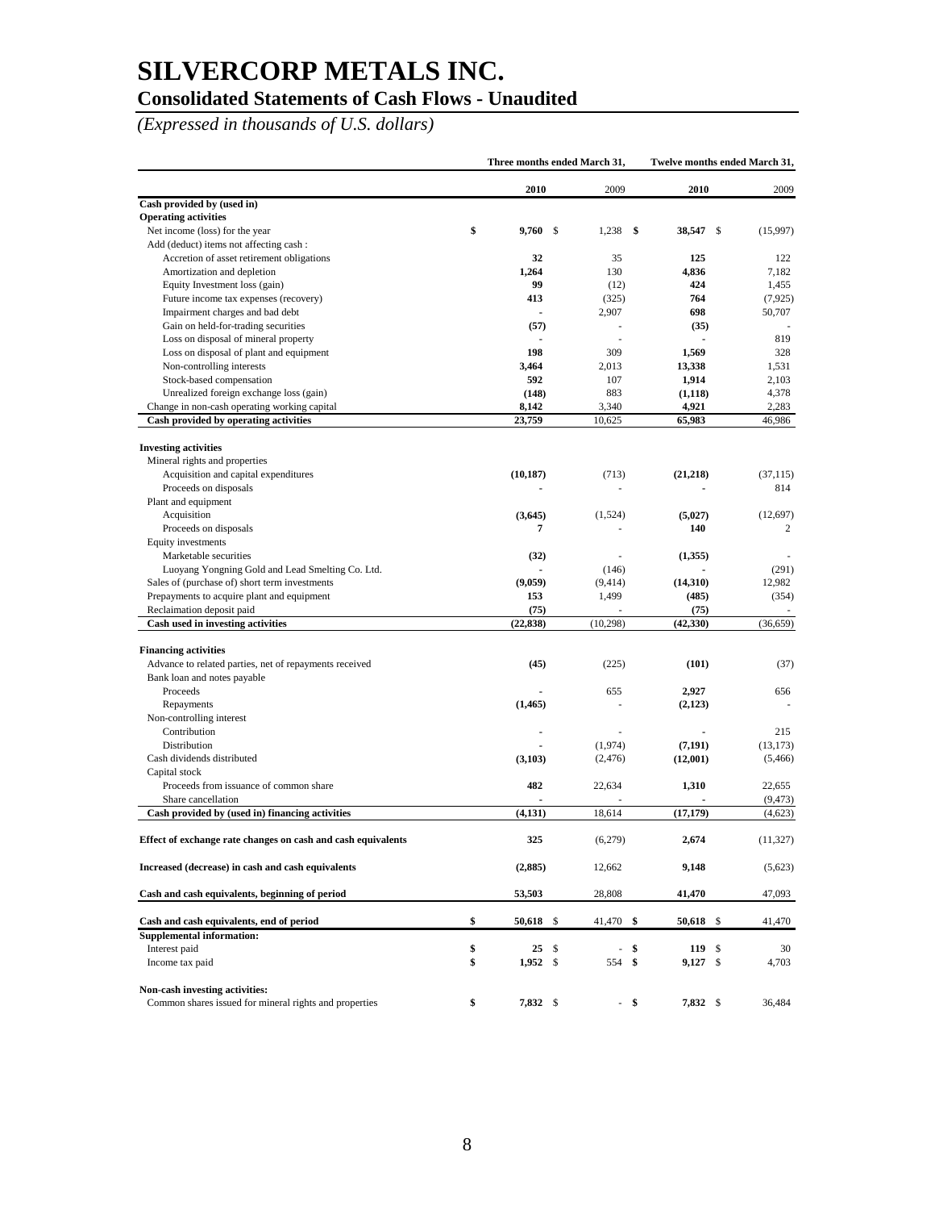# SILVERCORP METALS INC.

## Consolidated Statements of Cash Flows - Unaudited

*(Expressed in thousands of U.S. dollars)*

| | Three months ended March 31, | | Twelve months ended March 31, | |
|---|---|---|---|---|
| | **2010** | 2009 | **2010** | 2009 |
| **Cash provided by (used in)** | | | | |
| **Operating activities** | | | | |
| Net income (loss) for the year | **$ 9,760** | $ 1,238 | **$ 38,547** | $ (15,997) |
| Add (deduct) items not affecting cash : | | | | |
| Accretion of asset retirement obligations | **32** | 35 | **125** | 122 |
| Amortization and depletion | **1,264** | 130 | **4,836** | 7,182 |
| Equity Investment loss (gain) | **99** | (12) | **424** | 1,455 |
| Future income tax expenses (recovery) | **413** | (325) | **764** | (7,925) |
| Impairment charges and bad debt | **-** | 2,907 | **698** | 50,707 |
| Gain on held-for-trading securities | **(57)** | - | **(35)** | - |
| Loss on disposal of mineral property | **-** | - | **-** | 819 |
| Loss on disposal of plant and equipment | **198** | 309 | **1,569** | 328 |
| Non-controlling interests | **3,464** | 2,013 | **13,338** | 1,531 |
| Stock-based compensation | **592** | 107 | **1,914** | 2,103 |
| Unrealized foreign exchange loss (gain) | **(148)** | 883 | **(1,118)** | 4,378 |
| Change in non-cash operating working capital | **8,142** | 3,340 | **4,921** | 2,283 |
| **Cash provided by operating activities** | **23,759** | 10,625 | **65,983** | 46,986 |
| | | | | |
| **Investing activities** | | | | |
| Mineral rights and properties | | | | |
| Acquisition and capital expenditures | **(10,187)** | (713) | **(21,218)** | (37,115) |
| Proceeds on disposals | **-** | - | **-** | 814 |
| Plant and equipment | | | | |
| Acquisition | **(3,645)** | (1,524) | **(5,027)** | (12,697) |
| Proceeds on disposals | **7** | - | **140** | 2 |
| Equity investments | | | | |
| Marketable securities | **(32)** | - | **(1,355)** | - |
| Luoyang Yongning Gold and Lead Smelting Co. Ltd. | **-** | (146) | **-** | (291) |
| Sales of (purchase of) short term investments | **(9,059)** | (9,414) | **(14,310)** | 12,982 |
| Prepayments to acquire plant and equipment | **153** | 1,499 | **(485)** | (354) |
| Reclaimation deposit paid | **(75)** | - | **(75)** | - |
| **Cash used in investing activities** | **(22,838)** | (10,298) | **(42,330)** | (36,659) |
| | | | | |
| **Financing activities** | | | | |
| Advance to related parties, net of repayments received | **(45)** | (225) | **(101)** | (37) |
| Bank loan and notes payable | | | | |
| Proceeds | **-** | 655 | **2,927** | 656 |
| Repayments | **(1,465)** | - | **(2,123)** | - |
| Non-controlling interest | | | | |
| Contribution | **-** | - | **-** | 215 |
| Distribution | **-** | (1,974) | **(7,191)** | (13,173) |
| Cash dividends distributed | **(3,103)** | (2,476) | **(12,001)** | (5,466) |
| Capital stock | | | | |
| Proceeds from issuance of common share | **482** | 22,634 | **1,310** | 22,655 |
| Share cancellation | **-** | - | **-** | (9,473) |
| **Cash provided by (used in) financing activities** | **(4,131)** | 18,614 | **(17,179)** | (4,623) |
| | | | | |
| **Effect of exchange rate changes on cash and cash equivalents** | **325** | (6,279) | **2,674** | (11,327) |
| | | | | |
| **Increased (decrease) in cash and cash equivalents** | **(2,885)** | 12,662 | **9,148** | (5,623) |
| | | | | |
| **Cash and cash equivalents, beginning of period** | **53,503** | 28,808 | **41,470** | 47,093 |
| | | | | |
| **Cash and cash equivalents, end of period** | **$ 50,618** | $ 41,470 | **$ 50,618** | $ 41,470 |
| **Supplemental information:** | | | | |
| Interest paid | **$ 25** | $ - | **$ 119** | $ 30 |
| Income tax paid | **$ 1,952** | $ 554 | **$ 9,127** | $ 4,703 |
| | | | | |
| **Non-cash investing activities:** | | | | |
| Common shares issued for mineral rights and properties | **$ 7,832** | $ - | **$ 7,832** | $ 36,484 |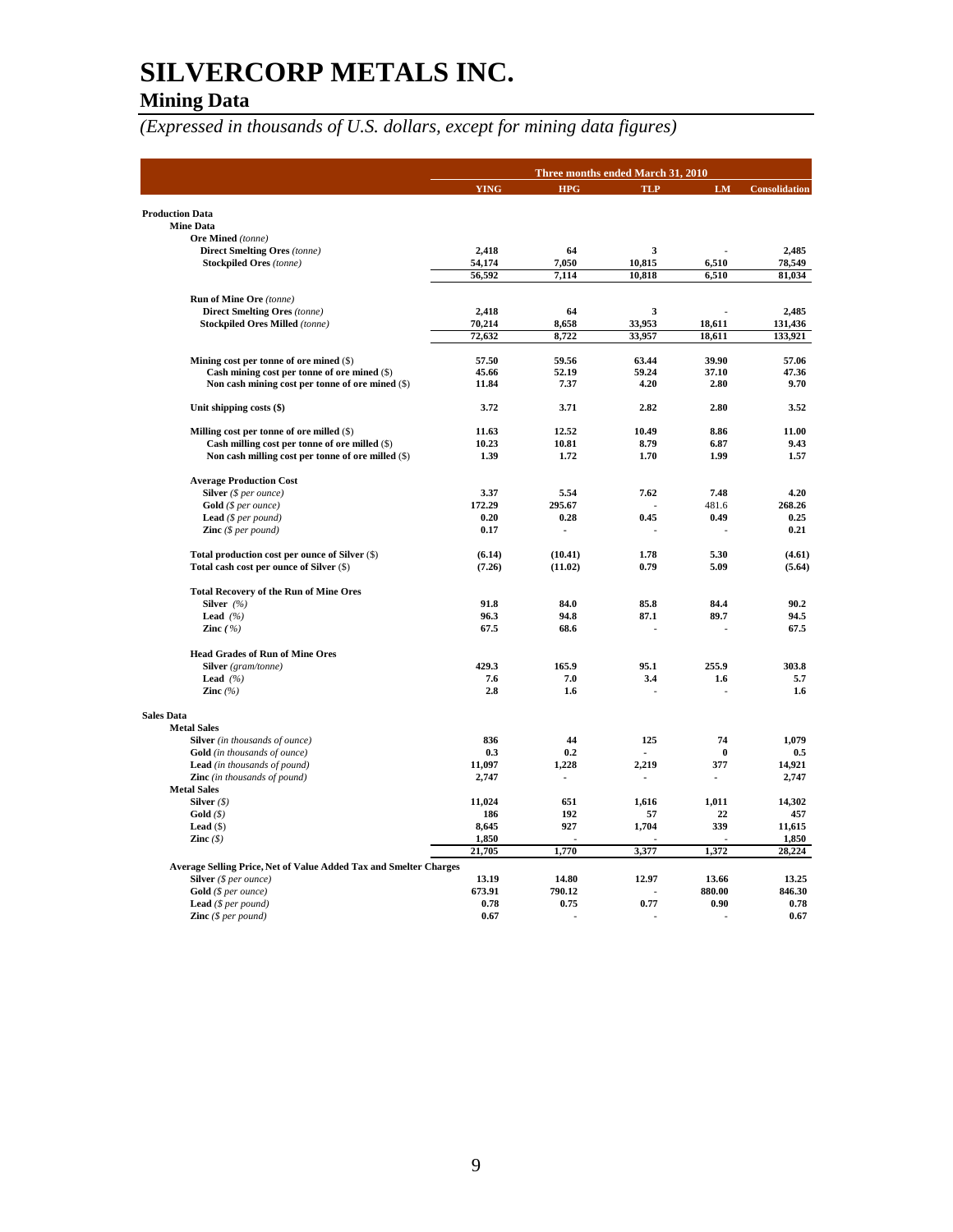# SILVERCORP METALS INC.

## Mining Data

*(Expressed in thousands of U.S. dollars, except for mining data figures)*

| | Three months ended March 31, 2010 | | | | |
|---|---|---|---|---|---|
| | **YING** | **HPG** | **TLP** | **LM** | **Consolidation** |
| **Production Data** | | | | | |
| **Mine Data** | | | | | |
| **Ore Mined** *(tonne)* | | | | | |
| **Direct Smelting Ores** *(tonne)* | 2,418 | 64 | 3 | - | 2,485 |
| **Stockpiled Ores** *(tonne)* | 54,174 | 7,050 | 10,815 | 6,510 | 78,549 |
| | 56,592 | 7,114 | 10,818 | 6,510 | 81,034 |
| **Run of Mine Ore** *(tonne)* | | | | | |
| **Direct Smelting Ores** *(tonne)* | 2,418 | 64 | 3 | - | 2,485 |
| **Stockpiled Ores Milled** *(tonne)* | 70,214 | 8,658 | 33,953 | 18,611 | 131,436 |
| | 72,632 | 8,722 | 33,957 | 18,611 | 133,921 |
| **Mining cost per tonne of ore mined** ($) | 57.50 | 59.56 | 63.44 | 39.90 | 57.06 |
| **Cash mining cost per tonne of ore mined** ($) | 45.66 | 52.19 | 59.24 | 37.10 | 47.36 |
| **Non cash mining cost per tonne of ore mined** ($) | 11.84 | 7.37 | 4.20 | 2.80 | 9.70 |
| **Unit shipping costs ($)** | 3.72 | 3.71 | 2.82 | 2.80 | 3.52 |
| **Milling cost per tonne of ore milled** ($) | 11.63 | 12.52 | 10.49 | 8.86 | 11.00 |
| **Cash milling cost per tonne of ore milled** ($) | 10.23 | 10.81 | 8.79 | 6.87 | 9.43 |
| **Non cash milling cost per tonne of ore milled** ($) | 1.39 | 1.72 | 1.70 | 1.99 | 1.57 |
| **Average Production Cost** | | | | | |
| **Silver** *($ per ounce)* | 3.37 | 5.54 | 7.62 | 7.48 | 4.20 |
| **Gold** *($ per ounce)* | 172.29 | 295.67 | - | 481.6 | 268.26 |
| **Lead** *($ per pound)* | 0.20 | 0.28 | 0.45 | 0.49 | 0.25 |
| **Zinc** *($ per pound)* | 0.17 | - | - | - | 0.21 |
| **Total production cost per ounce of Silver** ($) | (6.14) | (10.41) | 1.78 | 5.30 | (4.61) |
| **Total cash cost per ounce of Silver** ($) | (7.26) | (11.02) | 0.79 | 5.09 | (5.64) |
| **Total Recovery of the Run of Mine Ores** | | | | | |
| **Silver** *(%)* | 91.8 | 84.0 | 85.8 | 84.4 | 90.2 |
| **Lead** *(%)* | 96.3 | 94.8 | 87.1 | 89.7 | 94.5 |
| **Zinc** *(%)* | 67.5 | 68.6 | - | - | 67.5 |
| **Head Grades of Run of Mine Ores** | | | | | |
| **Silver** *(gram/tonne)* | 429.3 | 165.9 | 95.1 | 255.9 | 303.8 |
| **Lead** *(%)* | 7.6 | 7.0 | 3.4 | 1.6 | 5.7 |
| **Zinc** *(%)* | 2.8 | 1.6 | - | - | 1.6 |
| **Sales Data** | | | | | |
| **Metal Sales** | | | | | |
| **Silver** *(in thousands of ounce)* | 836 | 44 | 125 | 74 | 1,079 |
| **Gold** *(in thousands of ounce)* | 0.3 | 0.2 | - | 0 | 0.5 |
| **Lead** *(in thousands of pound)* | 11,097 | 1,228 | 2,219 | 377 | 14,921 |
| **Zinc** *(in thousands of pound)* | 2,747 | - | - | - | 2,747 |
| **Metal Sales** | | | | | |
| **Silver** *($)* | 11,024 | 651 | 1,616 | 1,011 | 14,302 |
| **Gold** *($)* | 186 | 192 | 57 | 22 | 457 |
| **Lead** ($) | 8,645 | 927 | 1,704 | 339 | 11,615 |
| **Zinc** *($)* | 1,850 | - | - | - | 1,850 |
| | 21,705 | 1,770 | 3,377 | 1,372 | 28,224 |
| **Average Selling Price, Net of Value Added Tax and Smelter Charges** | | | | | |
| **Silver** *($ per ounce)* | 13.19 | 14.80 | 12.97 | 13.66 | 13.25 |
| **Gold** *($ per ounce)* | 673.91 | 790.12 | - | 880.00 | 846.30 |
| **Lead** *($ per pound)* | 0.78 | 0.75 | 0.77 | 0.90 | 0.78 |
| **Zinc** *($ per pound)* | 0.67 | - | - | - | 0.67 |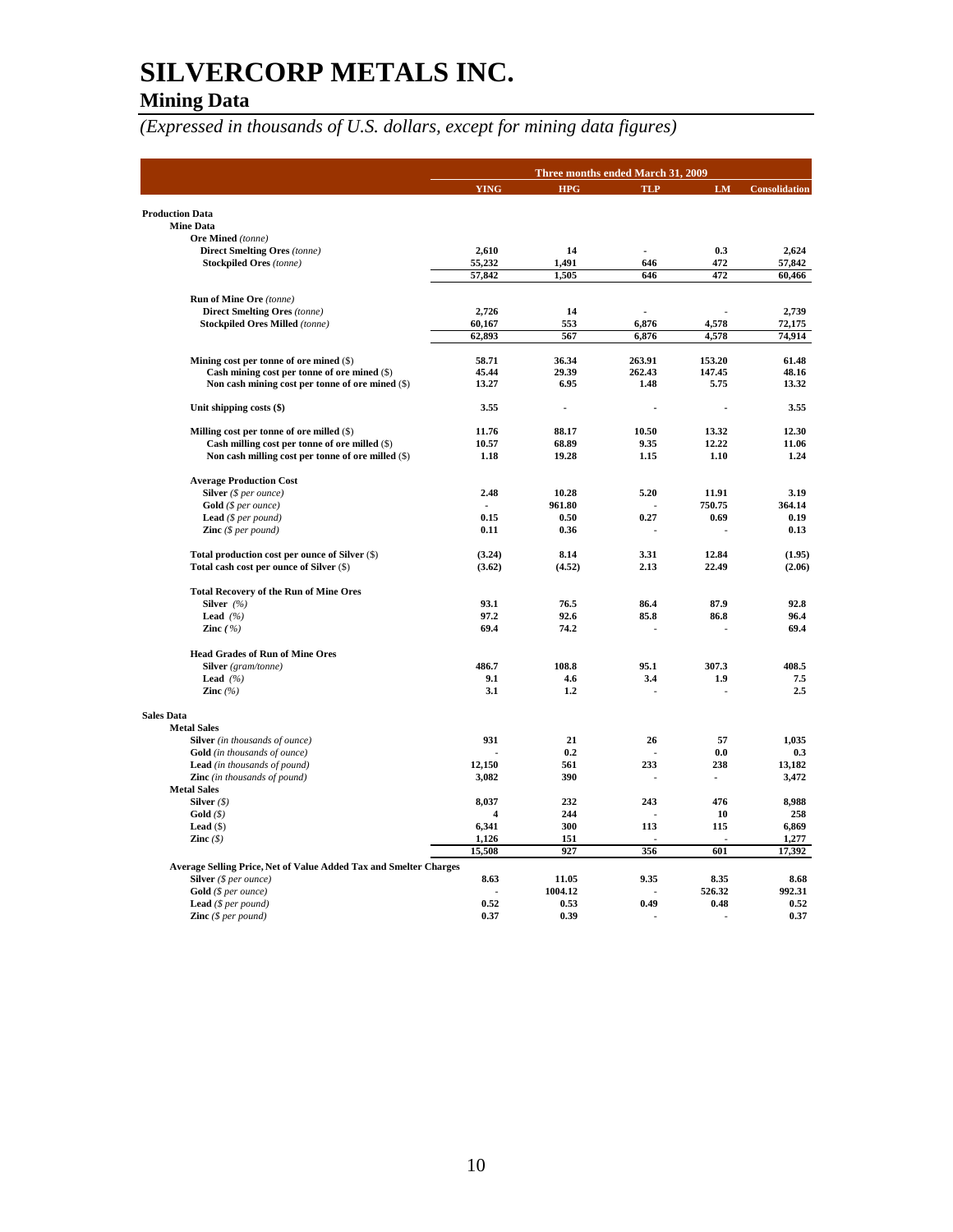# SILVERCORP METALS INC.

## Mining Data

*(Expressed in thousands of U.S. dollars, except for mining data figures)*

| | Three months ended March 31, 2009 | | | | |
|---|---|---|---|---|---|
| | YING | HPG | TLP | LM | Consolidation |
| **Production Data** | | | | | |
| **Mine Data** | | | | | |
| **Ore Mined** *(tonne)* | | | | | |
| **Direct Smelting Ores** *(tonne)* | 2,610 | 14 | - | 0.3 | 2,624 |
| **Stockpiled Ores** *(tonne)* | 55,232 | 1,491 | 646 | 472 | 57,842 |
| | 57,842 | 1,505 | 646 | 472 | 60,466 |
| **Run of Mine Ore** *(tonne)* | | | | | |
| **Direct Smelting Ores** *(tonne)* | 2,726 | 14 | - | - | 2,739 |
| **Stockpiled Ores Milled** *(tonne)* | 60,167 | 553 | 6,876 | 4,578 | 72,175 |
| | 62,893 | 567 | 6,876 | 4,578 | 74,914 |
| **Mining cost per tonne of ore mined** ($) | 58.71 | 36.34 | 263.91 | 153.20 | 61.48 |
| **Cash mining cost per tonne of ore mined** ($) | 45.44 | 29.39 | 262.43 | 147.45 | 48.16 |
| **Non cash mining cost per tonne of ore mined** ($) | 13.27 | 6.95 | 1.48 | 5.75 | 13.32 |
| **Unit shipping costs ($)** | 3.55 | - | - | - | 3.55 |
| **Milling cost per tonne of ore milled** ($) | 11.76 | 88.17 | 10.50 | 13.32 | 12.30 |
| **Cash milling cost per tonne of ore milled** ($) | 10.57 | 68.89 | 9.35 | 12.22 | 11.06 |
| **Non cash milling cost per tonne of ore milled** ($) | 1.18 | 19.28 | 1.15 | 1.10 | 1.24 |
| **Average Production Cost** | | | | | |
| **Silver** *($ per ounce)* | 2.48 | 10.28 | 5.20 | 11.91 | 3.19 |
| **Gold** *($ per ounce)* | - | 961.80 | - | 750.75 | 364.14 |
| **Lead** *($ per pound)* | 0.15 | 0.50 | 0.27 | 0.69 | 0.19 |
| **Zinc** *($ per pound)* | 0.11 | 0.36 | - | - | 0.13 |
| **Total production cost per ounce of Silver** ($) | (3.24) | 8.14 | 3.31 | 12.84 | (1.95) |
| **Total cash cost per ounce of Silver** ($) | (3.62) | (4.52) | 2.13 | 22.49 | (2.06) |
| **Total Recovery of the Run of Mine Ores** | | | | | |
| **Silver** *(%)* | 93.1 | 76.5 | 86.4 | 87.9 | 92.8 |
| **Lead** *(%)* | 97.2 | 92.6 | 85.8 | 86.8 | 96.4 |
| **Zinc** *(%)* | 69.4 | 74.2 | - | - | 69.4 |
| **Head Grades of Run of Mine Ores** | | | | | |
| **Silver** *(gram/tonne)* | 486.7 | 108.8 | 95.1 | 307.3 | 408.5 |
| **Lead** *(%)* | 9.1 | 4.6 | 3.4 | 1.9 | 7.5 |
| **Zinc** *(%)* | 3.1 | 1.2 | - | - | 2.5 |
| **Sales Data** | | | | | |
| **Metal Sales** | | | | | |
| **Silver** *(in thousands of ounce)* | 931 | 21 | 26 | 57 | 1,035 |
| **Gold** *(in thousands of ounce)* | - | 0.2 | - | 0.0 | 0.3 |
| **Lead** *(in thousands of pound)* | 12,150 | 561 | 233 | 238 | 13,182 |
| **Zinc** *(in thousands of pound)* | 3,082 | 390 | - | - | 3,472 |
| **Metal Sales** | | | | | |
| **Silver** *($)* | 8,037 | 232 | 243 | 476 | 8,988 |
| **Gold** *($)* | 4 | 244 | - | 10 | 258 |
| **Lead** ($) | 6,341 | 300 | 113 | 115 | 6,869 |
| **Zinc** *($)* | 1,126 | 151 | - | - | 1,277 |
| | 15,508 | 927 | 356 | 601 | 17,392 |
| **Average Selling Price, Net of Value Added Tax and Smelter Charges** | | | | | |
| **Silver** *($ per ounce)* | 8.63 | 11.05 | 9.35 | 8.35 | 8.68 |
| **Gold** *($ per ounce)* | - | 1004.12 | - | 526.32 | 992.31 |
| **Lead** *($ per pound)* | 0.52 | 0.53 | 0.49 | 0.48 | 0.52 |
| **Zinc** *($ per pound)* | 0.37 | 0.39 | - | - | 0.37 |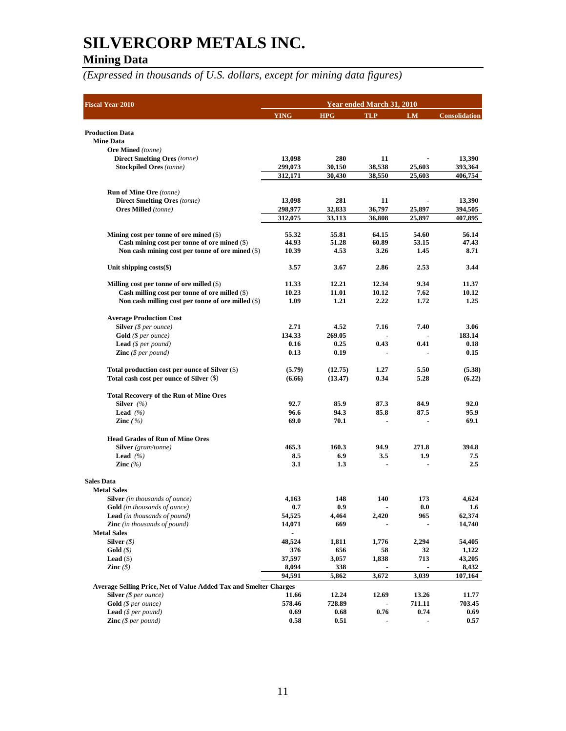# SILVERCORP METALS INC.

## Mining Data

*(Expressed in thousands of U.S. dollars, except for mining data figures)*

| Fiscal Year 2010 | Year ended March 31, 2010 | | | | |
|---|---|---|---|---|---|
| | YING | HPG | TLP | LM | Consolidation |
| **Production Data** | | | | | |
| **Mine Data** | | | | | |
| **Ore Mined** *(tonne)* | | | | | |
| **Direct Smelting Ores** *(tonne)* | 13,098 | 280 | 11 | - | 13,390 |
| **Stockpiled Ores** *(tonne)* | 299,073 | 30,150 | 38,538 | 25,603 | 393,364 |
| | 312,171 | 30,430 | 38,550 | 25,603 | 406,754 |
| **Run of Mine Ore** *(tonne)* | | | | | |
| **Direct Smelting Ores** *(tonne)* | 13,098 | 281 | 11 | - | 13,390 |
| **Ores Milled** *(tonne)* | 298,977 | 32,833 | 36,797 | 25,897 | 394,505 |
| | 312,075 | 33,113 | 36,808 | 25,897 | 407,895 |
| **Mining cost per tonne of ore mined** ($) | 55.32 | 55.81 | 64.15 | 54.60 | 56.14 |
| **Cash mining cost per tonne of ore mined** ($) | 44.93 | 51.28 | 60.89 | 53.15 | 47.43 |
| **Non cash mining cost per tonne of ore mined** ($) | 10.39 | 4.53 | 3.26 | 1.45 | 8.71 |
| **Unit shipping costs($)** | 3.57 | 3.67 | 2.86 | 2.53 | 3.44 |
| **Milling cost per tonne of ore milled** ($) | 11.33 | 12.21 | 12.34 | 9.34 | 11.37 |
| **Cash milling cost per tonne of ore milled** ($) | 10.23 | 11.01 | 10.12 | 7.62 | 10.12 |
| **Non cash milling cost per tonne of ore milled** ($) | 1.09 | 1.21 | 2.22 | 1.72 | 1.25 |
| **Average Production Cost** | | | | | |
| **Silver** *($ per ounce)* | 2.71 | 4.52 | 7.16 | 7.40 | 3.06 |
| **Gold** *($ per ounce)* | 134.33 | 269.05 | - | - | 183.14 |
| **Lead** *($ per pound)* | 0.16 | 0.25 | 0.43 | 0.41 | 0.18 |
| **Zinc** *($ per pound)* | 0.13 | 0.19 | - | - | 0.15 |
| **Total production cost per ounce of Silver** ($) | (5.79) | (12.75) | 1.27 | 5.50 | (5.38) |
| **Total cash cost per ounce of Silver** ($) | (6.66) | (13.47) | 0.34 | 5.28 | (6.22) |
| **Total Recovery of the Run of Mine Ores** | | | | | |
| **Silver** *(%)* | 92.7 | 85.9 | 87.3 | 84.9 | 92.0 |
| **Lead** *(%)* | 96.6 | 94.3 | 85.8 | 87.5 | 95.9 |
| **Zinc** *(%)* | 69.0 | 70.1 | - | - | 69.1 |
| **Head Grades of Run of Mine Ores** | | | | | |
| **Silver** *(gram/tonne)* | 465.3 | 160.3 | 94.9 | 271.8 | 394.8 |
| **Lead** *(%)* | 8.5 | 6.9 | 3.5 | 1.9 | 7.5 |
| **Zinc** *(%)* | 3.1 | 1.3 | - | - | 2.5 |
| **Sales Data** | | | | | |
| **Metal Sales** | | | | | |
| **Silver** *(in thousands of ounce)* | 4,163 | 148 | 140 | 173 | 4,624 |
| **Gold** *(in thousands of ounce)* | 0.7 | 0.9 | - | 0.0 | 1.6 |
| **Lead** *(in thousands of pound)* | 54,525 | 4,464 | 2,420 | 965 | 62,374 |
| **Zinc** *(in thousands of pound)* | 14,071 | 669 | - | - | 14,740 |
| **Metal Sales** | - | | | | |
| **Silver** *($)* | 48,524 | 1,811 | 1,776 | 2,294 | 54,405 |
| **Gold** *($)* | 376 | 656 | 58 | 32 | 1,122 |
| **Lead** ($) | 37,597 | 3,057 | 1,838 | 713 | 43,205 |
| **Zinc** *($)* | 8,094 | 338 | - | - | 8,432 |
| | 94,591 | 5,862 | 3,672 | 3,039 | 107,164 |
| **Average Selling Price, Net of Value Added Tax and Smelter Charges** | | | | | |
| **Silver** *($ per ounce)* | 11.66 | 12.24 | 12.69 | 13.26 | 11.77 |
| **Gold** *($ per ounce)* | 578.46 | 728.89 | - | 711.11 | 703.45 |
| **Lead** *($ per pound)* | 0.69 | 0.68 | 0.76 | 0.74 | 0.69 |
| **Zinc** *($ per pound)* | 0.58 | 0.51 | - | - | 0.57 |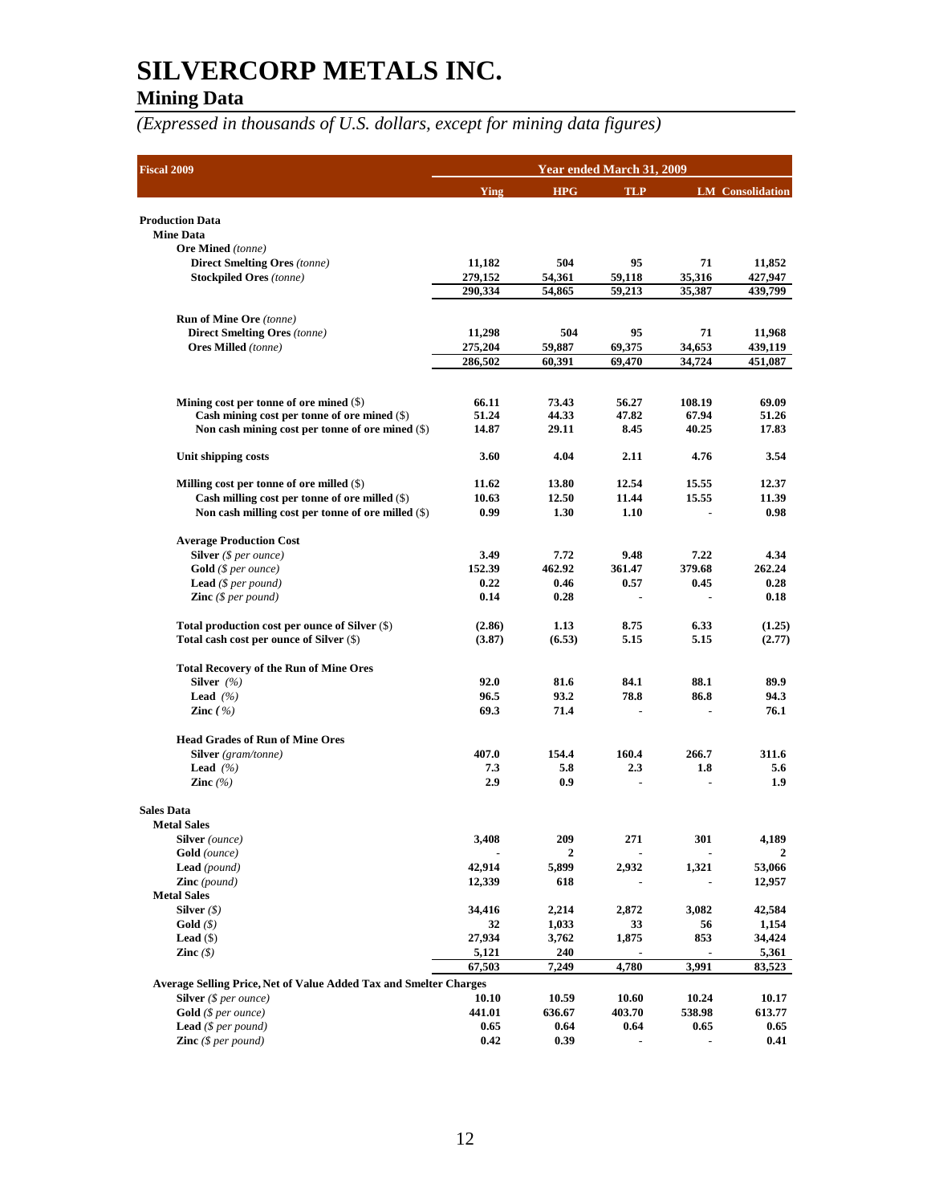# SILVERCORP METALS INC.

## Mining Data

*(Expressed in thousands of U.S. dollars, except for mining data figures)*

| Fiscal 2009 | Year ended March 31, 2009 | | | | |
|---|---|---|---|---|---|
| | Ying | HPG | TLP | LM | Consolidation |
| **Production Data** | | | | | |
| **Mine Data** | | | | | |
| **Ore Mined** *(tonne)* | | | | | |
| **Direct Smelting Ores** *(tonne)* | 11,182 | 504 | 95 | 71 | 11,852 |
| **Stockpiled Ores** *(tonne)* | 279,152 | 54,361 | 59,118 | 35,316 | 427,947 |
| | 290,334 | 54,865 | 59,213 | 35,387 | 439,799 |
| **Run of Mine Ore** *(tonne)* | | | | | |
| **Direct Smelting Ores** *(tonne)* | 11,298 | 504 | 95 | 71 | 11,968 |
| **Ores Milled** *(tonne)* | 275,204 | 59,887 | 69,375 | 34,653 | 439,119 |
| | 286,502 | 60,391 | 69,470 | 34,724 | 451,087 |
| **Mining cost per tonne of ore mined** ($) | 66.11 | 73.43 | 56.27 | 108.19 | 69.09 |
| **Cash mining cost per tonne of ore mined** ($) | 51.24 | 44.33 | 47.82 | 67.94 | 51.26 |
| **Non cash mining cost per tonne of ore mined** ($) | 14.87 | 29.11 | 8.45 | 40.25 | 17.83 |
| **Unit shipping costs** | 3.60 | 4.04 | 2.11 | 4.76 | 3.54 |
| **Milling cost per tonne of ore milled** ($) | 11.62 | 13.80 | 12.54 | 15.55 | 12.37 |
| **Cash milling cost per tonne of ore milled** ($) | 10.63 | 12.50 | 11.44 | 15.55 | 11.39 |
| **Non cash milling cost per tonne of ore milled** ($) | 0.99 | 1.30 | 1.10 | - | 0.98 |
| **Average Production Cost** | | | | | |
| **Silver** *($ per ounce)* | 3.49 | 7.72 | 9.48 | 7.22 | 4.34 |
| **Gold** *($ per ounce)* | 152.39 | 462.92 | 361.47 | 379.68 | 262.24 |
| **Lead** *($ per pound)* | 0.22 | 0.46 | 0.57 | 0.45 | 0.28 |
| **Zinc** *($ per pound)* | 0.14 | 0.28 | - | - | 0.18 |
| **Total production cost per ounce of Silver** ($) | (2.86) | 1.13 | 8.75 | 6.33 | (1.25) |
| **Total cash cost per ounce of Silver** ($) | (3.87) | (6.53) | 5.15 | 5.15 | (2.77) |
| **Total Recovery of the Run of Mine Ores** | | | | | |
| **Silver** *(%)* | 92.0 | 81.6 | 84.1 | 88.1 | 89.9 |
| **Lead** *(%)* | 96.5 | 93.2 | 78.8 | 86.8 | 94.3 |
| **Zinc** *(%)* | 69.3 | 71.4 | - | - | 76.1 |
| **Head Grades of Run of Mine Ores** | | | | | |
| **Silver** *(gram/tonne)* | 407.0 | 154.4 | 160.4 | 266.7 | 311.6 |
| **Lead** *(%)* | 7.3 | 5.8 | 2.3 | 1.8 | 5.6 |
| **Zinc** *(%)* | 2.9 | 0.9 | - | - | 1.9 |
| **Sales Data** | | | | | |
| **Metal Sales** | | | | | |
| **Silver** *(ounce)* | 3,408 | 209 | 271 | 301 | 4,189 |
| **Gold** *(ounce)* | - | 2 | - | - | 2 |
| **Lead** *(pound)* | 42,914 | 5,899 | 2,932 | 1,321 | 53,066 |
| **Zinc** *(pound)* | 12,339 | 618 | - | - | 12,957 |
| **Metal Sales** | | | | | |
| **Silver** *($)* | 34,416 | 2,214 | 2,872 | 3,082 | 42,584 |
| **Gold** *($)* | 32 | 1,033 | 33 | 56 | 1,154 |
| **Lead** ($) | 27,934 | 3,762 | 1,875 | 853 | 34,424 |
| **Zinc** *($)* | 5,121 | 240 | - | - | 5,361 |
| | 67,503 | 7,249 | 4,780 | 3,991 | 83,523 |
| **Average Selling Price, Net of Value Added Tax and Smelter Charges** | | | | | |
| **Silver** *($ per ounce)* | 10.10 | 10.59 | 10.60 | 10.24 | 10.17 |
| **Gold** *($ per ounce)* | 441.01 | 636.67 | 403.70 | 538.98 | 613.77 |
| **Lead** *($ per pound)* | 0.65 | 0.64 | 0.64 | 0.65 | 0.65 |
| **Zinc** *($ per pound)* | 0.42 | 0.39 | - | - | 0.41 |